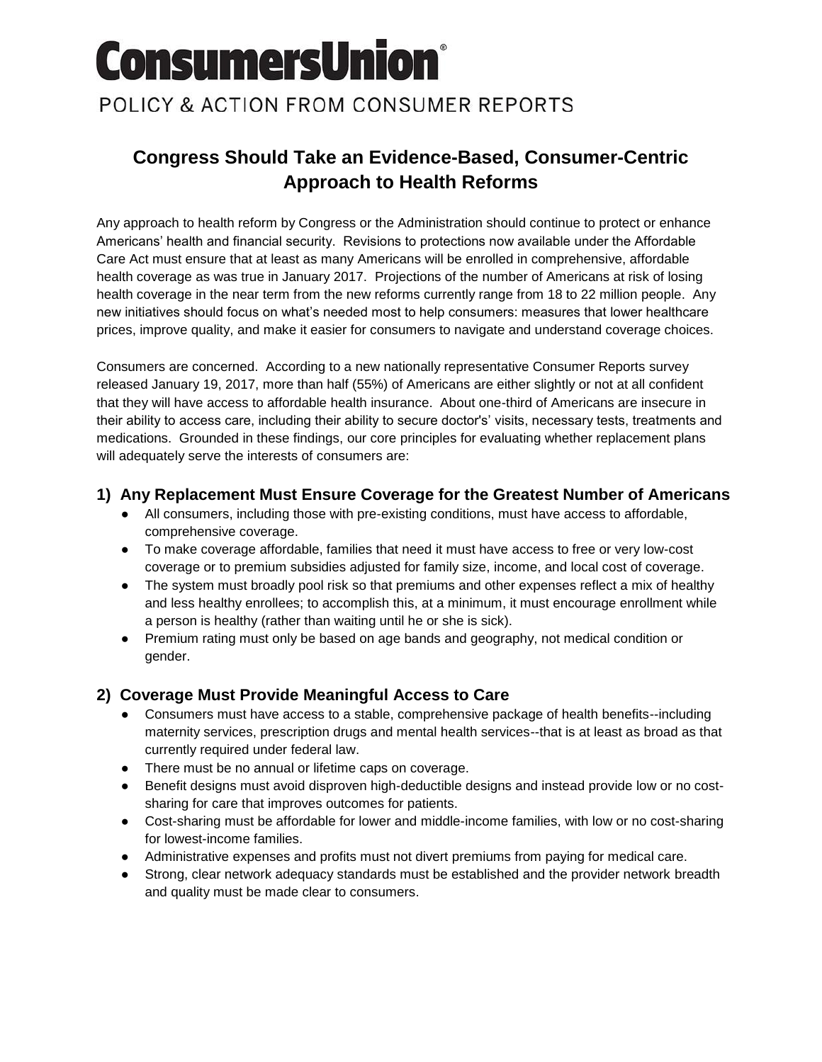# ConsumersUnion®

POLICY & ACTION FROM CONSUMER REPORTS

## Congress Should Take an Evidence-Based, Consumer-Centric Approach to Health Reforms

Any approach to health reform by Congress or the Administration should continue to protect or enhance Americans' health and financial security. Revisions to protections now available under the Affordable Care Act must ensure that at least as many Americans will be enrolled in comprehensive, affordable health coverage as was true in January 2017. Projections of the number of Americans at risk of losing health coverage in the near term from the new reforms currently range from 18 to 22 million people. Any new initiatives should focus on what's needed most to help consumers: measures that lower healthcare prices, improve quality, and make it easier for consumers to navigate and understand coverage choices.

Consumers are concerned. According to a new nationally representative Consumer Reports survey released January 19, 2017, more than half (55%) of Americans are either slightly or not at all confident that they will have access to affordable health insurance. About one-third of Americans are insecure in their ability to access care, including their ability to secure doctor's' visits, necessary tests, treatments and medications. Grounded in these findings, our core principles for evaluating whether replacement plans will adequately serve the interests of consumers are:

### 1) Any Replacement Must Ensure Coverage for the Greatest Number of Americans

- All consumers, including those with pre-existing conditions, must have access to affordable, comprehensive coverage.
- To make coverage affordable, families that need it must have access to free or very low-cost coverage or to premium subsidies adjusted for family size, income, and local cost of coverage.
- The system must broadly pool risk so that premiums and other expenses reflect a mix of healthy and less healthy enrollees; to accomplish this, at a minimum, it must encourage enrollment while a person is healthy (rather than waiting until he or she is sick).
- Premium rating must only be based on age bands and geography, not medical condition or gender.

### 2) Coverage Must Provide Meaningful Access to Care

- Consumers must have access to a stable, comprehensive package of health benefits--including maternity services, prescription drugs and mental health services--that is at least as broad as that currently required under federal law.
- There must be no annual or lifetime caps on coverage.
- Benefit designs must avoid disproven high-deductible designs and instead provide low or no cost-sharing for care that improves outcomes for patients.
- Cost-sharing must be affordable for lower and middle-income families, with low or no cost-sharing for lowest-income families.
- Administrative expenses and profits must not divert premiums from paying for medical care.
- Strong, clear network adequacy standards must be established and the provider network breadth and quality must be made clear to consumers.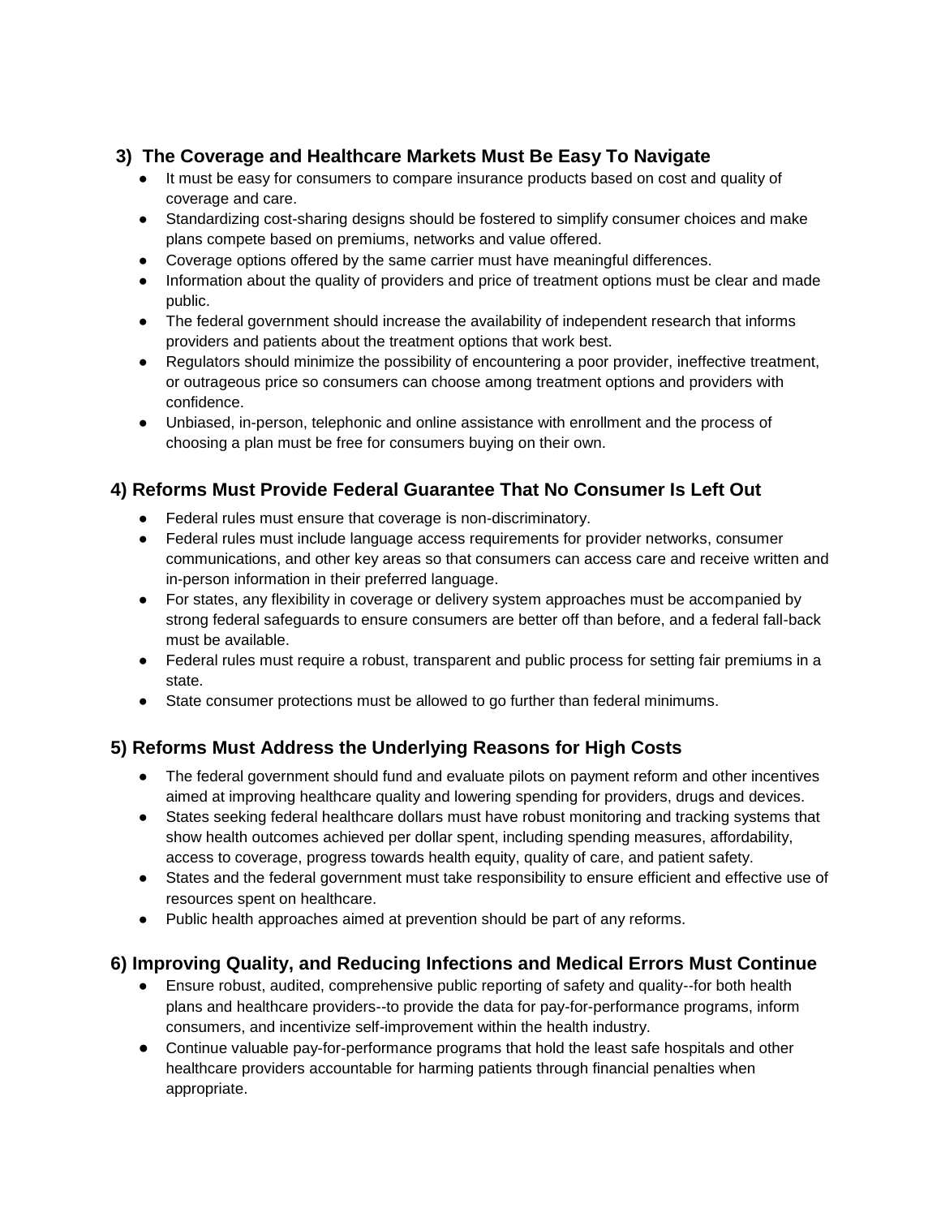### 3) The Coverage and Healthcare Markets Must Be Easy To Navigate

- It must be easy for consumers to compare insurance products based on cost and quality of coverage and care.
- Standardizing cost-sharing designs should be fostered to simplify consumer choices and make plans compete based on premiums, networks and value offered.
- Coverage options offered by the same carrier must have meaningful differences.
- Information about the quality of providers and price of treatment options must be clear and made public.
- The federal government should increase the availability of independent research that informs providers and patients about the treatment options that work best.
- Regulators should minimize the possibility of encountering a poor provider, ineffective treatment, or outrageous price so consumers can choose among treatment options and providers with confidence.
- Unbiased, in-person, telephonic and online assistance with enrollment and the process of choosing a plan must be free for consumers buying on their own.

### 4) Reforms Must Provide Federal Guarantee That No Consumer Is Left Out

- Federal rules must ensure that coverage is non-discriminatory.
- Federal rules must include language access requirements for provider networks, consumer communications, and other key areas so that consumers can access care and receive written and in-person information in their preferred language.
- For states, any flexibility in coverage or delivery system approaches must be accompanied by strong federal safeguards to ensure consumers are better off than before, and a federal fall-back must be available.
- Federal rules must require a robust, transparent and public process for setting fair premiums in a state.
- State consumer protections must be allowed to go further than federal minimums.

### 5) Reforms Must Address the Underlying Reasons for High Costs

- The federal government should fund and evaluate pilots on payment reform and other incentives aimed at improving healthcare quality and lowering spending for providers, drugs and devices.
- States seeking federal healthcare dollars must have robust monitoring and tracking systems that show health outcomes achieved per dollar spent, including spending measures, affordability, access to coverage, progress towards health equity, quality of care, and patient safety.
- States and the federal government must take responsibility to ensure efficient and effective use of resources spent on healthcare.
- Public health approaches aimed at prevention should be part of any reforms.

### 6) Improving Quality, and Reducing Infections and Medical Errors Must Continue

- Ensure robust, audited, comprehensive public reporting of safety and quality--for both health plans and healthcare providers--to provide the data for pay-for-performance programs, inform consumers, and incentivize self-improvement within the health industry.
- Continue valuable pay-for-performance programs that hold the least safe hospitals and other healthcare providers accountable for harming patients through financial penalties when appropriate.